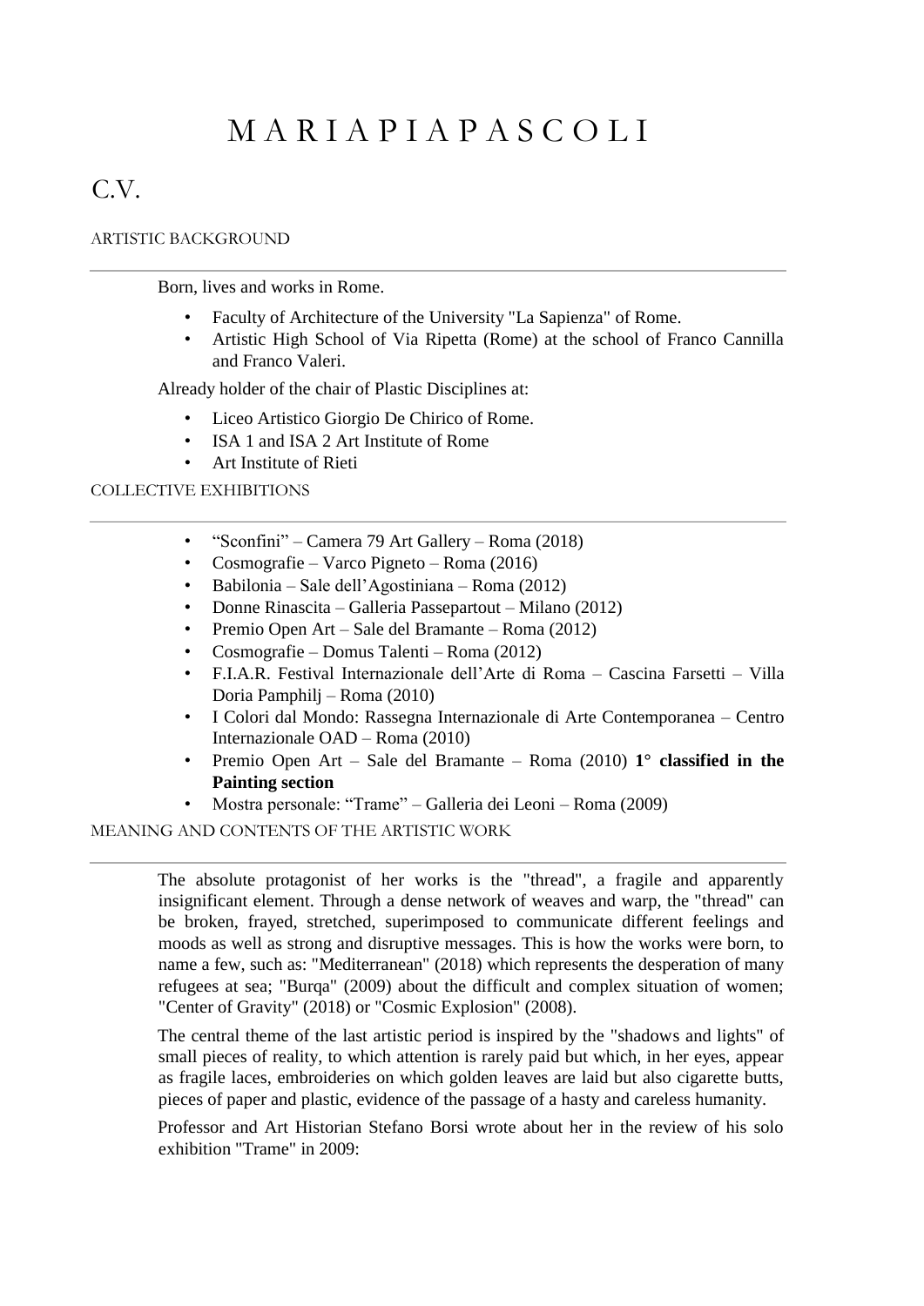# M A R I A P I A P A S C O L I

# C.V.

## ARTISTIC BACKGROUND

Born, lives and works in Rome.

- Faculty of Architecture of the University "La Sapienza" of Rome.
- Artistic High School of Via Ripetta (Rome) at the school of Franco Cannilla and Franco Valeri.

Already holder of the chair of Plastic Disciplines at:

- Liceo Artistico Giorgio De Chirico of Rome.
- ISA 1 and ISA 2 Art Institute of Rome
- Art Institute of Rieti

## COLLECTIVE EXHIBITIONS

- "Sconfini" – Camera 79 Art Gallery – Roma (2018)
- Cosmografie – Varco Pigneto – Roma (2016)
- Babilonia – Sale dell'Agostiniana – Roma (2012)
- Donne Rinascita – Galleria Passepartout – Milano (2012)
- Premio Open Art – Sale del Bramante – Roma (2012)
- Cosmografie – Domus Talenti – Roma (2012)
- F.I.A.R. Festival Internazionale dell'Arte di Roma – Cascina Farsetti – Villa Doria Pamphilj – Roma (2010)
- I Colori dal Mondo: Rassegna Internazionale di Arte Contemporanea – Centro Internazionale OAD – Roma (2010)
- Premio Open Art – Sale del Bramante – Roma (2010) **1° classified in the Painting section**
- Mostra personale: "Trame" – Galleria dei Leoni – Roma (2009)

## MEANING AND CONTENTS OF THE ARTISTIC WORK

The absolute protagonist of her works is the "thread", a fragile and apparently insignificant element. Through a dense network of weaves and warp, the "thread" can be broken, frayed, stretched, superimposed to communicate different feelings and moods as well as strong and disruptive messages. This is how the works were born, to name a few, such as: "Mediterranean" (2018) which represents the desperation of many refugees at sea; "Burqa" (2009) about the difficult and complex situation of women; "Center of Gravity" (2018) or "Cosmic Explosion" (2008).

The central theme of the last artistic period is inspired by the "shadows and lights" of small pieces of reality, to which attention is rarely paid but which, in her eyes, appear as fragile laces, embroideries on which golden leaves are laid but also cigarette butts, pieces of paper and plastic, evidence of the passage of a hasty and careless humanity.

Professor and Art Historian Stefano Borsi wrote about her in the review of his solo exhibition "Trame" in 2009: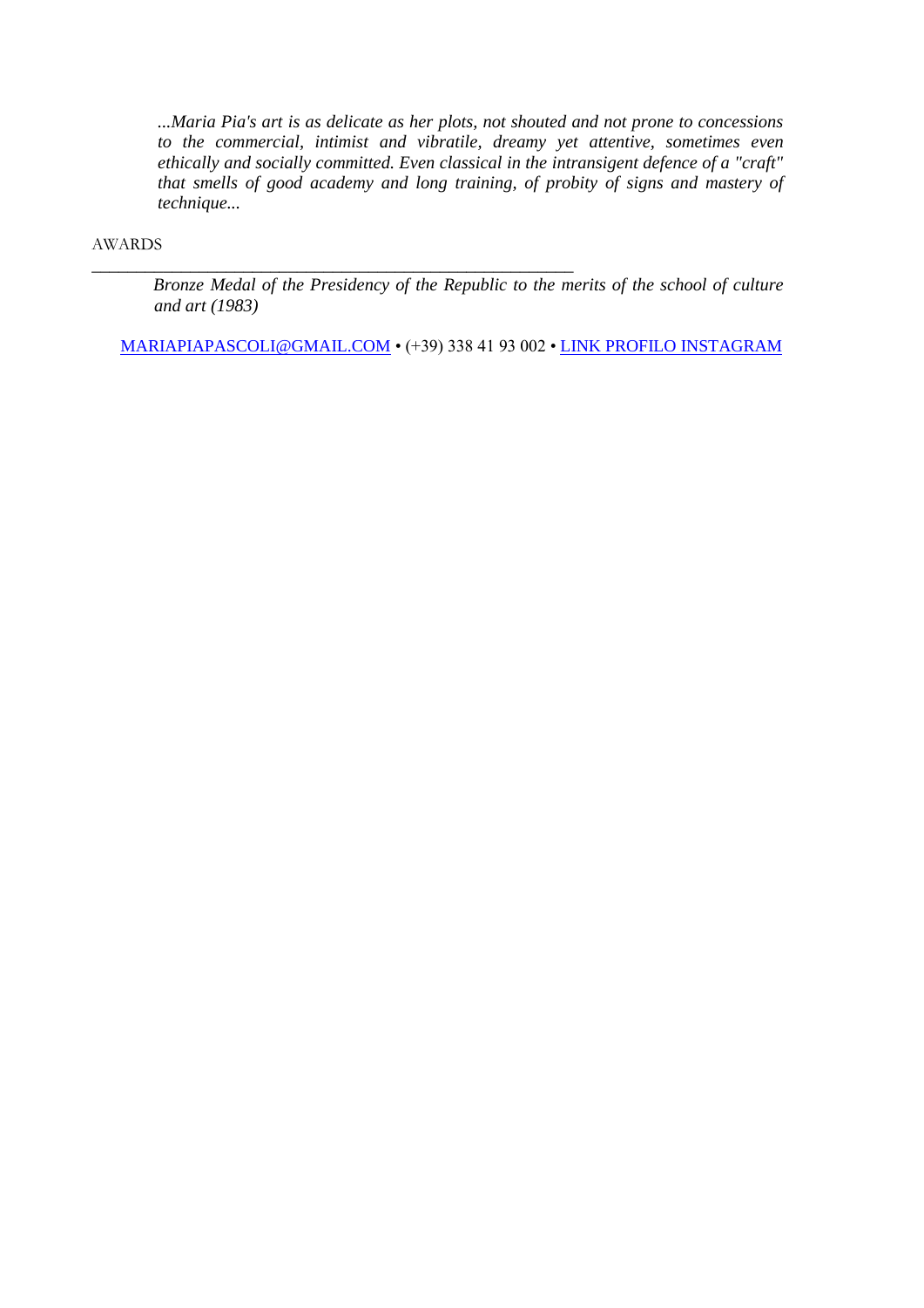*...Maria Pia's art is as delicate as her plots, not shouted and not prone to concessions to the commercial, intimist and vibratile, dreamy yet attentive, sometimes even ethically and socially committed. Even classical in the intransigent defence of a "craft" that smells of good academy and long training, of probity of signs and mastery of technique...*

AWARDS

---

*Bronze Medal of the Presidency of the Republic to the merits of the school of culture and art (1983)*

MARIAPIAPASCOLI@GMAIL.COM • (+39) 338 41 93 002 • LINK PROFILO INSTAGRAM